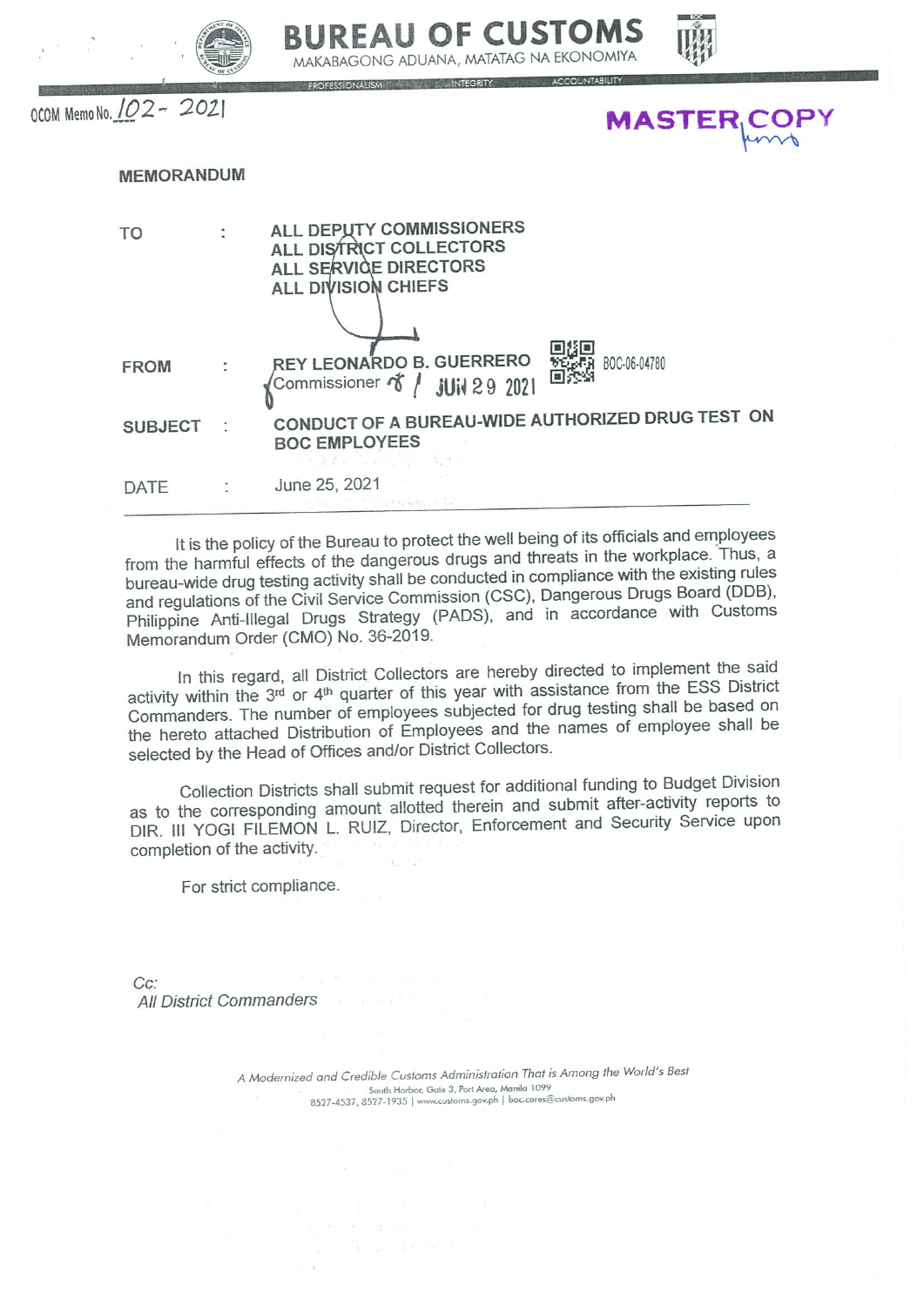# BUREAU OF CUSTOMS

MAKABAGONG ADUANA, MATATAG NA EKONOMIYA

PROFESSIONALISM INTEGRITY ACCOUNTABILITY

OCOM Memo No. 102 - 2021

**MASTER COPY**

## MEMORANDUM

| | | |
|---|---|---|
| TO | : | **ALL DEPUTY COMMISSIONERS**<br>**ALL DISTRICT COLLECTORS**<br>**ALL SERVICE DIRECTORS**<br>**ALL DIVISION CHIEFS** |
| FROM | : | **REY LEONARDO B. GUERRERO**<br>Commissioner JUN 29 2021 BOC-06-04780 |
| SUBJECT | : | **CONDUCT OF A BUREAU-WIDE AUTHORIZED DRUG TEST ON BOC EMPLOYEES** |
| DATE | : | June 25, 2021 |

It is the policy of the Bureau to protect the well being of its officials and employees from the harmful effects of the dangerous drugs and threats in the workplace. Thus, a bureau-wide drug testing activity shall be conducted in compliance with the existing rules and regulations of the Civil Service Commission (CSC), Dangerous Drugs Board (DDB), Philippine Anti-Illegal Drugs Strategy (PADS), and in accordance with Customs Memorandum Order (CMO) No. 36-2019.

In this regard, all District Collectors are hereby directed to implement the said activity within the 3rd or 4th quarter of this year with assistance from the ESS District Commanders. The number of employees subjected for drug testing shall be based on the hereto attached Distribution of Employees and the names of employee shall be selected by the Head of Offices and/or District Collectors.

Collection Districts shall submit request for additional funding to Budget Division as to the corresponding amount allotted therein and submit after-activity reports to DIR. III YOGI FILEMON L. RUIZ, Director, Enforcement and Security Service upon completion of the activity.

For strict compliance.

*Cc:*
*All District Commanders*

*A Modernized and Credible Customs Administration That is Among the World's Best*
South Harbor, Gate 3, Port Area, Manila 1099
8527-4537, 8527-1935 | www.customs.gov.ph | boc.cares@customs.gov.ph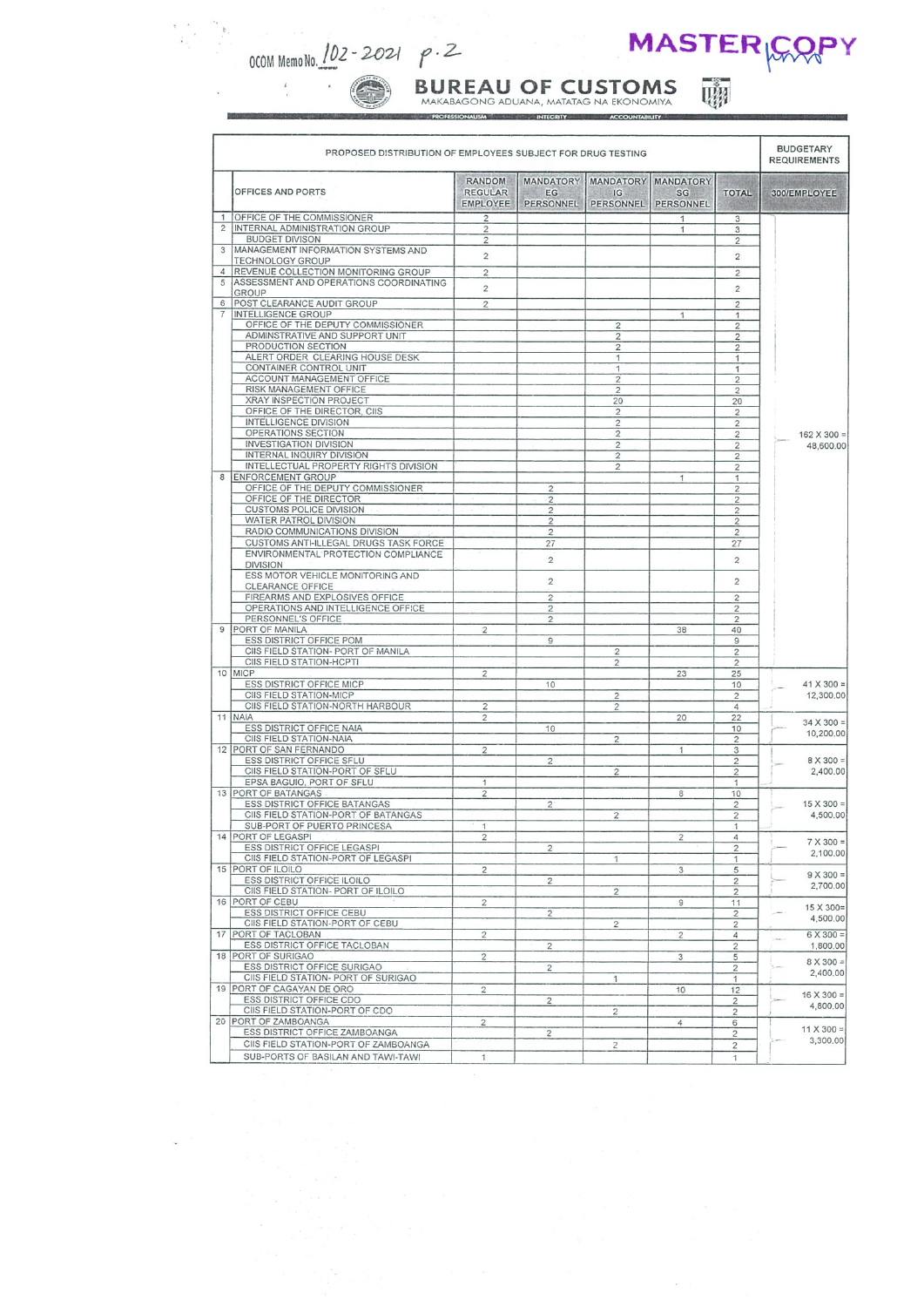OCOM Memo No. 102-2021 p.2

MASTER COPY

# BUREAU OF CUSTOMS

MAKABAGONG ADUANA, MATATAG NA EKONOMIYA

PROFESSIONALISM · INTEGRITY · ACCOUNTABILITY

| | PROPOSED DISTRIBUTION OF EMPLOYEES SUBJECT FOR DRUG TESTING | | | | | | BUDGETARY REQUIREMENTS |
|---|---|---|---|---|---|---|---|
| | OFFICES AND PORTS | RANDOM REGULAR EMPLOYEE | MANDATORY EG PERSONNEL | MANDATORY IG PERSONNEL | MANDATORY SG PERSONNEL | TOTAL | 300/EMPLOYEE |
| 1 | OFFICE OF THE COMMISSIONER | 2 | | | 1 | 3 | |
| 2 | INTERNAL ADMINISTRATION GROUP | 2 | | | 1 | 3 | |
| | BUDGET DIVISON | 2 | | | | 2 | |
| 3 | MANAGEMENT INFORMATION SYSTEMS AND TECHNOLOGY GROUP | 2 | | | | 2 | |
| 4 | REVENUE COLLECTION MONITORING GROUP | 2 | | | | 2 | |
| 5 | ASSESSMENT AND OPERATIONS COORDINATING GROUP | 2 | | | | 2 | |
| 6 | POST CLEARANCE AUDIT GROUP | 2 | | | | 2 | |
| 7 | INTELLIGENCE GROUP | | | | 1 | 1 | |
| | OFFICE OF THE DEPUTY COMMISSIONER | | | 2 | | 2 | |
| | ADMINSTRATIVE AND SUPPORT UNIT | | | 2 | | 2 | |
| | PRODUCTION SECTION | | | 2 | | 2 | |
| | ALERT ORDER CLEARING HOUSE DESK | | | 1 | | 1 | |
| | CONTAINER CONTROL UNIT | | | 1 | | 1 | |
| | ACCOUNT MANAGEMENT OFFICE | | | 2 | | 2 | |
| | RISK MANAGEMENT OFFICE | | | 2 | | 2 | |
| | XRAY INSPECTION PROJECT | | | 20 | | 20 | |
| | OFFICE OF THE DIRECTOR, CIIS | | | 2 | | 2 | |
| | INTELLIGENCE DIVISION | | | 2 | | 2 | |
| | OPERATIONS SECTION | | | 2 | | 2 | 162 X 300 = 48,600.00 |
| | INVESTIGATION DIVISION | | | 2 | | 2 | |
| | INTERNAL INQUIRY DIVISION | | | 2 | | 2 | |
| | INTELLECTUAL PROPERTY RIGHTS DIVISION | | | 2 | | 2 | |
| 8 | ENFORCEMENT GROUP | | | | 1 | 1 | |
| | OFFICE OF THE DEPUTY COMMISSIONER | | 2 | | | 2 | |
| | OFFICE OF THE DIRECTOR | | 2 | | | 2 | |
| | CUSTOMS POLICE DIVISION | | 2 | | | 2 | |
| | WATER PATROL DIVISION | | 2 | | | 2 | |
| | RADIO COMMUNICATIONS DIVISION | | 2 | | | 2 | |
| | CUSTOMS ANTI-ILLEGAL DRUGS TASK FORCE | | 27 | | | 27 | |
| | ENVIRONMENTAL PROTECTION COMPLIANCE DIVISION | | 2 | | | 2 | |
| | ESS MOTOR VEHICLE MONITORING AND CLEARANCE OFFICE | | 2 | | | 2 | |
| | FIREARMS AND EXPLOSIVES OFFICE | | 2 | | | 2 | |
| | OPERATIONS AND INTELLIGENCE OFFICE | | 2 | | | 2 | |
| | PERSONNEL'S OFFICE | | 2 | | | 2 | |
| 9 | PORT OF MANILA | 2 | | | 38 | 40 | |
| | ESS DISTRICT OFFICE POM | | 9 | | | 9 | |
| | CIIS FIELD STATION- PORT OF MANILA | | | 2 | | 2 | |
| | CIIS FIELD STATION-HCPTI | | | 2 | | 2 | |
| 10 | MICP | 2 | | | 23 | 25 | |
| | ESS DISTRICT OFFICE MICP | | 10 | | | 10 | 41 X 300 = 12,300.00 |
| | CIIS FIELD STATION-MICP | | | 2 | | 2 | |
| | CIIS FIELD STATION-NORTH HARBOUR | 2 | | 2 | | 4 | |
| 11 | NAIA | 2 | | | 20 | 22 | |
| | ESS DISTRICT OFFICE NAIA | | 10 | | | 10 | 34 X 300 = 10,200.00 |
| | CIIS FIELD STATION-NAIA | | | 2 | | 2 | |
| 12 | PORT OF SAN FERNANDO | 2 | | | 1 | 3 | |
| | ESS DISTRICT OFFICE SFLU | | 2 | | | 2 | 8 X 300 = 2,400.00 |
| | CIIS FIELD STATION-PORT OF SFLU | | | 2 | | 2 | |
| | EPSA BAGUIO, PORT OF SFLU | 1 | | | | 1 | |
| 13 | PORT OF BATANGAS | 2 | | | 8 | 10 | |
| | ESS DISTRICT OFFICE BATANGAS | | 2 | | | 2 | 15 X 300 = 4,500.00 |
| | CIIS FIELD STATION-PORT OF BATANGAS | | | 2 | | 2 | |
| | SUB-PORT OF PUERTO PRINCESA | 1 | | | | 1 | |
| 14 | PORT OF LEGASPI | 2 | | | 2 | 4 | |
| | ESS DISTRICT OFFICE LEGASPI | | 2 | | | 2 | 7 X 300 = 2,100.00 |
| | CIIS FIELD STATION-PORT OF LEGASPI | | | 1 | | 1 | |
| 15 | PORT OF ILOILO | 2 | | | 3 | 5 | |
| | ESS DISTRICT OFFICE ILOILO | | 2 | | | 2 | 9 X 300 = 2,700.00 |
| | CIIS FIELD STATION- PORT OF ILOILO | | | 2 | | 2 | |
| 16 | PORT OF CEBU | 2 | | | 9 | 11 | |
| | ESS DISTRICT OFFICE CEBU | | 2 | | | 2 | 15 X 300= 4,500.00 |
| | CIIS FIELD STATION-PORT OF CEBU | | | 2 | | 2 | |
| 17 | PORT OF TACLOBAN | 2 | | | 2 | 4 | 6 X 300 = |
| | ESS DISTRICT OFFICE TACLOBAN | | 2 | | | 2 | 1,800.00 |
| 18 | PORT OF SURIGAO | 2 | | | 3 | 5 | |
| | ESS DISTRICT OFFICE SURIGAO | | 2 | | | 2 | 8 X 300 = 2,400.00 |
| | CIIS FIELD STATION- PORT OF SURIGAO | | | 1 | | 1 | |
| 19 | PORT OF CAGAYAN DE ORO | 2 | | | 10 | 12 | |
| | ESS DISTRICT OFFICE CDO | | 2 | | | 2 | 16 X 300 = 4,800.00 |
| | CIIS FIELD STATION-PORT OF CDO | | | 2 | | 2 | |
| 20 | PORT OF ZAMBOANGA | 2 | | | 4 | 6 | |
| | ESS DISTRICT OFFICE ZAMBOANGA | | 2 | | | 2 | 11 X 300 = 3,300.00 |
| | CIIS FIELD STATION-PORT OF ZAMBOANGA | | | 2 | | 2 | |
| | SUB-PORTS OF BASILAN AND TAWI-TAWI | 1 | | | | 1 | |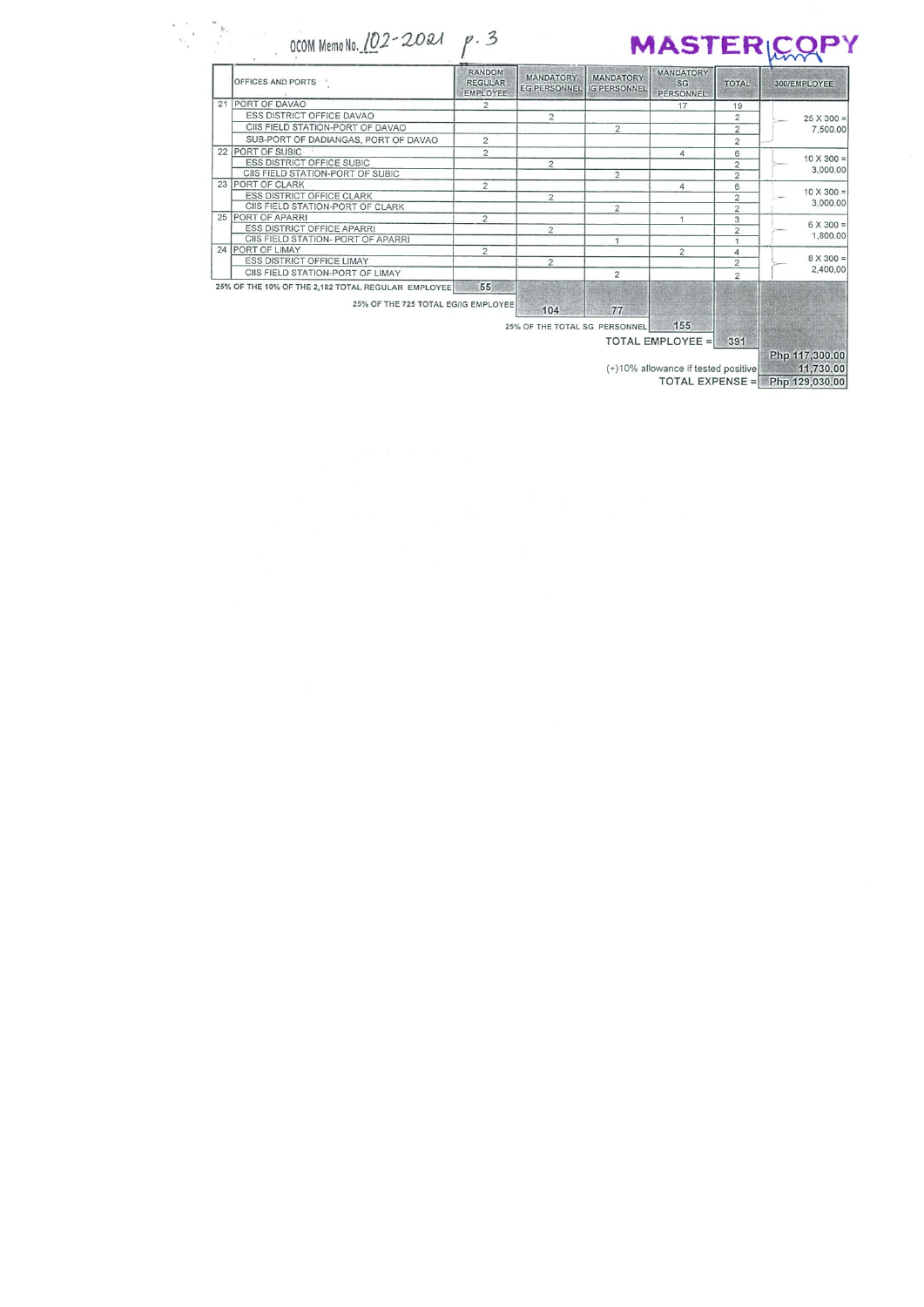OCOM Memo No. 102-2021 p. 3

MASTER COPY

| | OFFICES AND PORTS | RANDOM REGULAR EMPLOYEE | MANDATORY EG PERSONNEL | MANDATORY IG PERSONNEL | MANDATORY SG PERSONNEL | TOTAL | 300/EMPLOYEE |
|---|---|---|---|---|---|---|---|
| 21 | PORT OF DAVAO | 2 | | | 17 | 19 | 25 X 300 = 7,500.00 |
| | ESS DISTRICT OFFICE DAVAO | | 2 | | | 2 | |
| | CIIS FIELD STATION-PORT OF DAVAO | | | 2 | | 2 | |
| | SUB-PORT OF DADIANGAS, PORT OF DAVAO | 2 | | | | 2 | |
| 22 | PORT OF SUBIC | 2 | | | 4 | 6 | 10 X 300 = 3,000.00 |
| | ESS DISTRICT OFFICE SUBIC | | 2 | | | 2 | |
| | CIIS FIELD STATION-PORT OF SUBIC | | | 2 | | 2 | |
| 23 | PORT OF CLARK | 2 | | | 4 | 6 | 10 X 300 = 3,000.00 |
| | ESS DISTRICT OFFICE CLARK | | 2 | | | 2 | |
| | CIIS FIELD STATION-PORT OF CLARK | | | 2 | | 2 | |
| 25 | PORT OF APARRI | 2 | | | 1 | 3 | 6 X 300 = 1,800.00 |
| | ESS DISTRICT OFFICE APARRI | | 2 | | | 2 | |
| | CIIS FIELD STATION- PORT OF APARRI | | | 1 | | 1 | |
| 24 | PORT OF LIMAY | 2 | | | 2 | 4 | 8 X 300 = 2,400.00 |
| | ESS DISTRICT OFFICE LIMAY | | 2 | | | 2 | |
| | CIIS FIELD STATION-PORT OF LIMAY | | | 2 | | 2 | |
| | 25% OF THE 10% OF THE 2,182 TOTAL REGULAR EMPLOYEE | 55 | | | | | |
| | 25% OF THE 725 TOTAL EG/IG EMPLOYEE | | 104 | 77 | | | |
| | 25% OF THE TOTAL SG PERSONNEL | | | | 155 | | |
| | TOTAL EMPLOYEE = | | | | | 391 | Php 117,300.00 |
| | (+)10% allowance if tested positive | | | | | | 11,730.00 |
| | TOTAL EXPENSE = | | | | | | Php 129,030.00 |